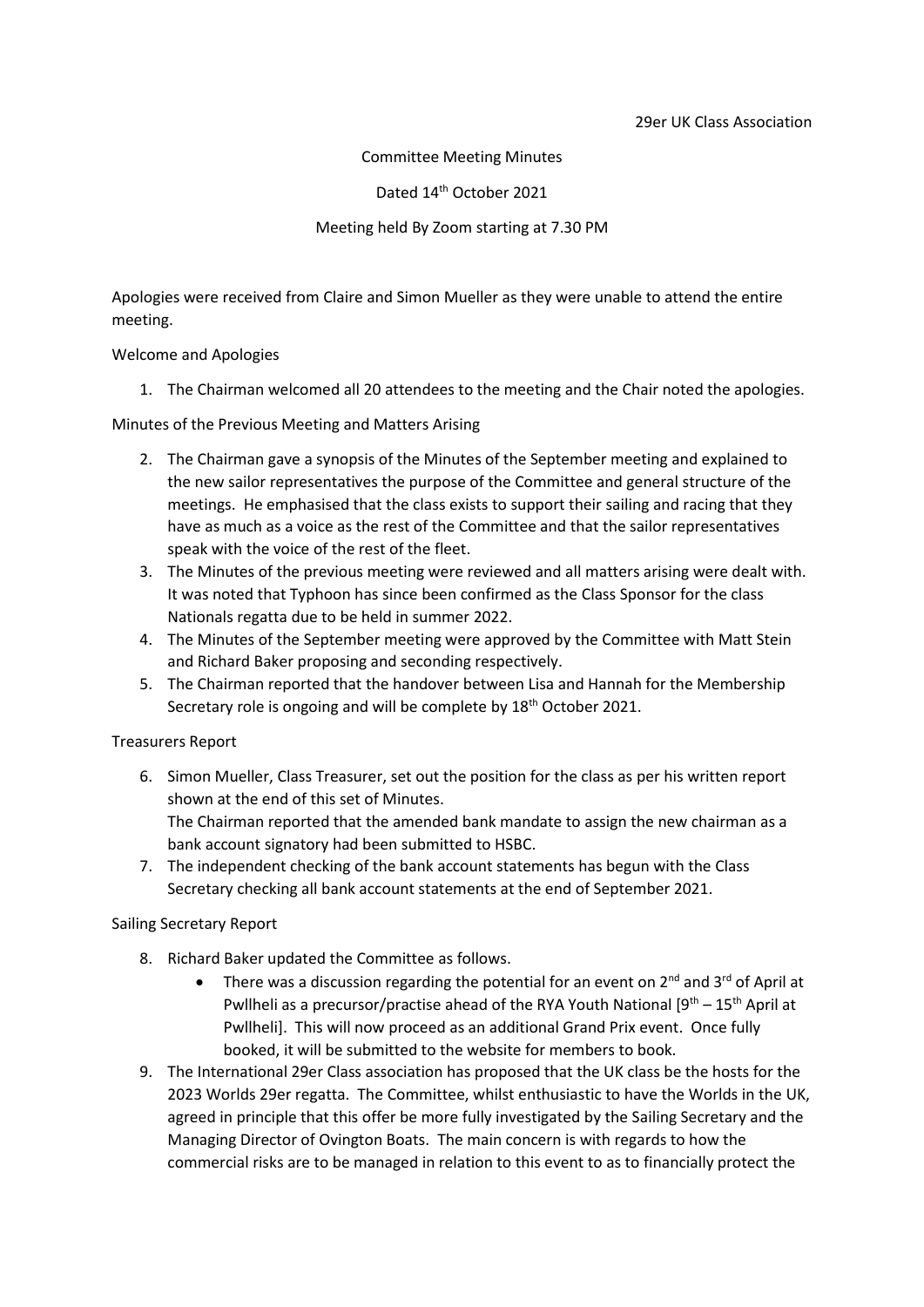29er UK Class Association

Committee Meeting Minutes

Dated 14th October 2021

Meeting held By Zoom starting at 7.30 PM

Apologies were received from Claire and Simon Mueller as they were unable to attend the entire meeting.

## Welcome and Apologies

1. The Chairman welcomed all 20 attendees to the meeting and the Chair noted the apologies.

## Minutes of the Previous Meeting and Matters Arising

2. The Chairman gave a synopsis of the Minutes of the September meeting and explained to the new sailor representatives the purpose of the Committee and general structure of the meetings. He emphasised that the class exists to support their sailing and racing that they have as much as a voice as the rest of the Committee and that the sailor representatives speak with the voice of the rest of the fleet.
3. The Minutes of the previous meeting were reviewed and all matters arising were dealt with. It was noted that Typhoon has since been confirmed as the Class Sponsor for the class Nationals regatta due to be held in summer 2022.
4. The Minutes of the September meeting were approved by the Committee with Matt Stein and Richard Baker proposing and seconding respectively.
5. The Chairman reported that the handover between Lisa and Hannah for the Membership Secretary role is ongoing and will be complete by 18th October 2021.

## Treasurers Report

6. Simon Mueller, Class Treasurer, set out the position for the class as per his written report shown at the end of this set of Minutes.
   The Chairman reported that the amended bank mandate to assign the new chairman as a bank account signatory had been submitted to HSBC.
7. The independent checking of the bank account statements has begun with the Class Secretary checking all bank account statements at the end of September 2021.

## Sailing Secretary Report

8. Richard Baker updated the Committee as follows.
   - There was a discussion regarding the potential for an event on 2nd and 3rd of April at Pwllheli as a precursor/practise ahead of the RYA Youth National [9th – 15th April at Pwllheli]. This will now proceed as an additional Grand Prix event. Once fully booked, it will be submitted to the website for members to book.
9. The International 29er Class association has proposed that the UK class be the hosts for the 2023 Worlds 29er regatta. The Committee, whilst enthusiastic to have the Worlds in the UK, agreed in principle that this offer be more fully investigated by the Sailing Secretary and the Managing Director of Ovington Boats. The main concern is with regards to how the commercial risks are to be managed in relation to this event to as to financially protect the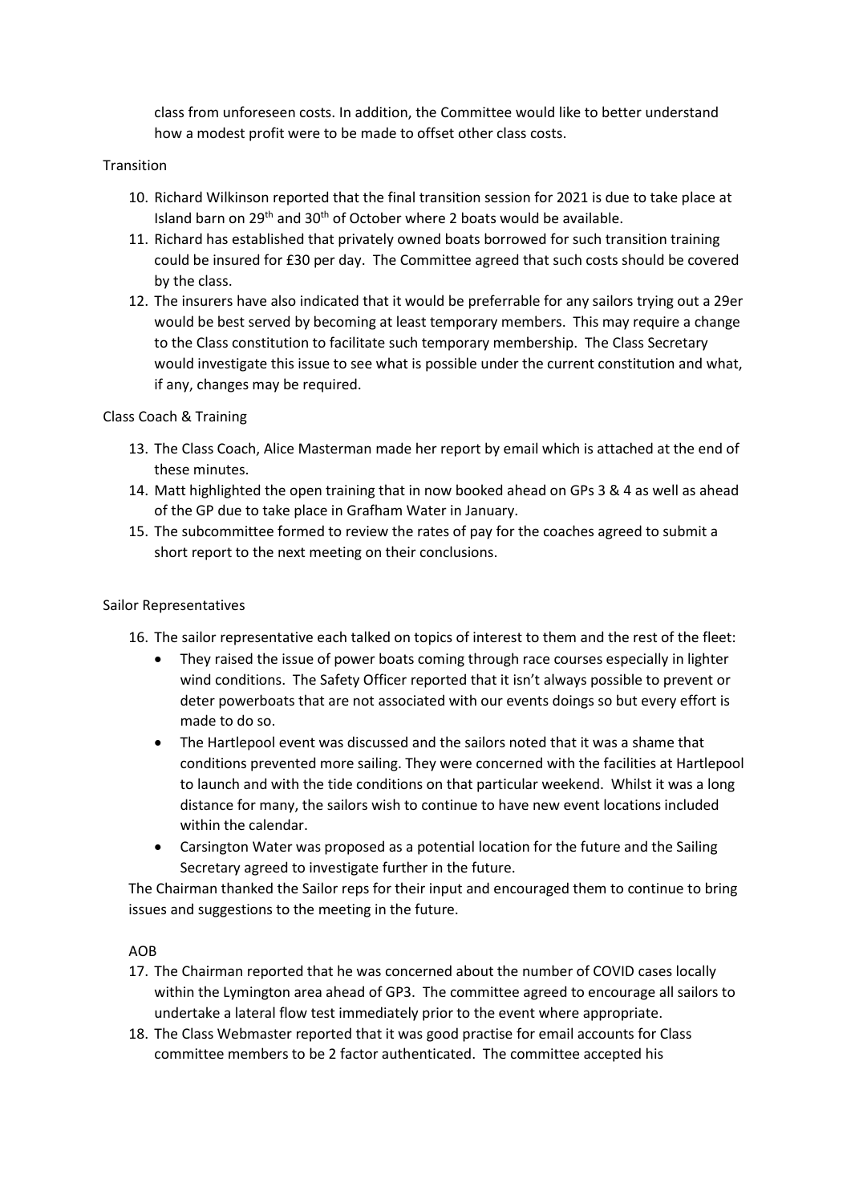class from unforeseen costs. In addition, the Committee would like to better understand how a modest profit were to be made to offset other class costs.

Transition

10. Richard Wilkinson reported that the final transition session for 2021 is due to take place at Island barn on 29th and 30th of October where 2 boats would be available.
11. Richard has established that privately owned boats borrowed for such transition training could be insured for £30 per day. The Committee agreed that such costs should be covered by the class.
12. The insurers have also indicated that it would be preferrable for any sailors trying out a 29er would be best served by becoming at least temporary members. This may require a change to the Class constitution to facilitate such temporary membership. The Class Secretary would investigate this issue to see what is possible under the current constitution and what, if any, changes may be required.

Class Coach & Training

13. The Class Coach, Alice Masterman made her report by email which is attached at the end of these minutes.
14. Matt highlighted the open training that in now booked ahead on GPs 3 & 4 as well as ahead of the GP due to take place in Grafham Water in January.
15. The subcommittee formed to review the rates of pay for the coaches agreed to submit a short report to the next meeting on their conclusions.

Sailor Representatives

16. The sailor representative each talked on topics of interest to them and the rest of the fleet:
    - They raised the issue of power boats coming through race courses especially in lighter wind conditions. The Safety Officer reported that it isn't always possible to prevent or deter powerboats that are not associated with our events doings so but every effort is made to do so.
    - The Hartlepool event was discussed and the sailors noted that it was a shame that conditions prevented more sailing. They were concerned with the facilities at Hartlepool to launch and with the tide conditions on that particular weekend. Whilst it was a long distance for many, the sailors wish to continue to have new event locations included within the calendar.
    - Carsington Water was proposed as a potential location for the future and the Sailing Secretary agreed to investigate further in the future.

The Chairman thanked the Sailor reps for their input and encouraged them to continue to bring issues and suggestions to the meeting in the future.

AOB

17. The Chairman reported that he was concerned about the number of COVID cases locally within the Lymington area ahead of GP3. The committee agreed to encourage all sailors to undertake a lateral flow test immediately prior to the event where appropriate.
18. The Class Webmaster reported that it was good practise for email accounts for Class committee members to be 2 factor authenticated. The committee accepted his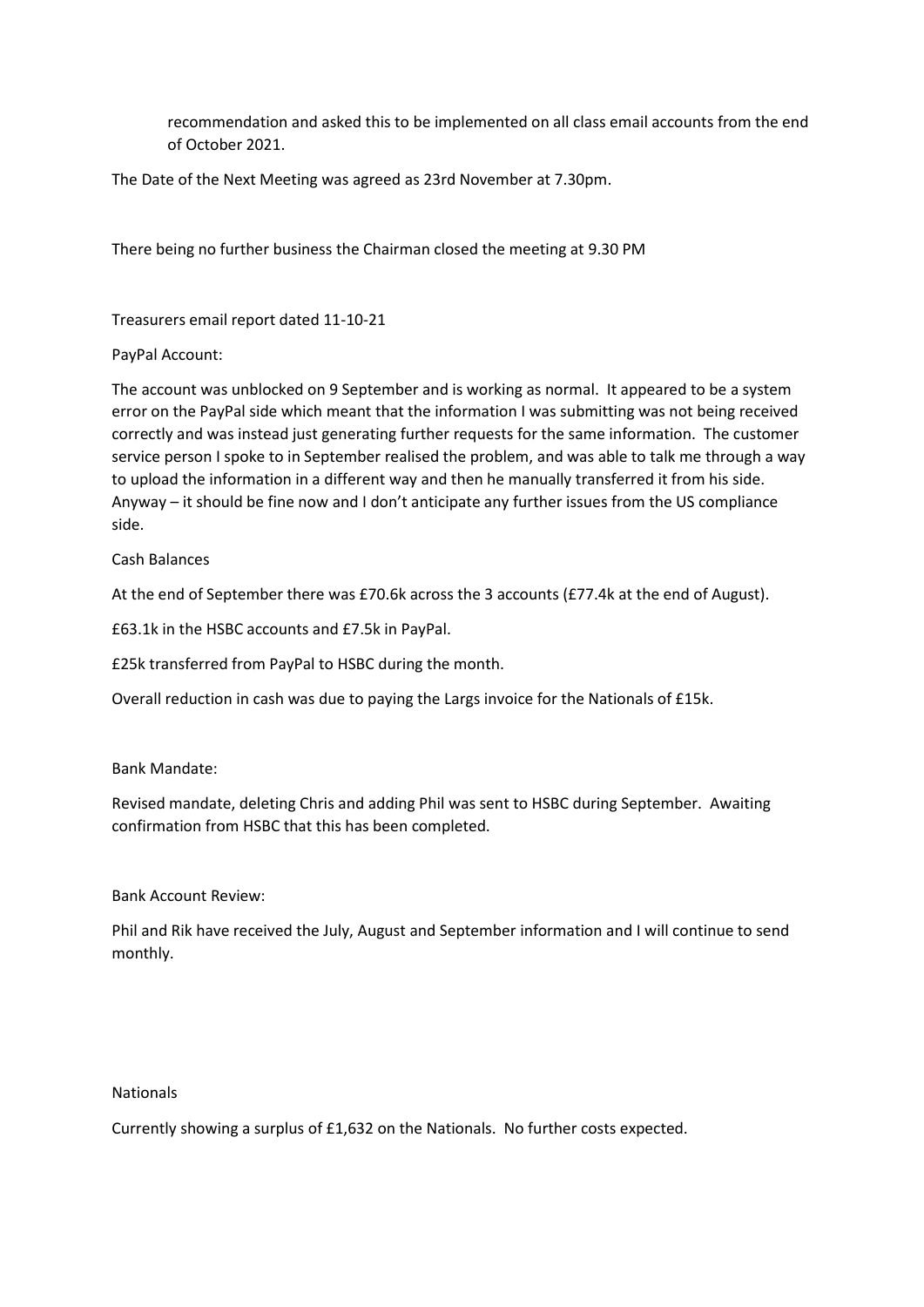recommendation and asked this to be implemented on all class email accounts from the end of October 2021.

The Date of the Next Meeting was agreed as 23rd November at 7.30pm.

There being no further business the Chairman closed the meeting at 9.30 PM

Treasurers email report dated 11-10-21

PayPal Account:

The account was unblocked on 9 September and is working as normal. It appeared to be a system error on the PayPal side which meant that the information I was submitting was not being received correctly and was instead just generating further requests for the same information. The customer service person I spoke to in September realised the problem, and was able to talk me through a way to upload the information in a different way and then he manually transferred it from his side. Anyway – it should be fine now and I don't anticipate any further issues from the US compliance side.

Cash Balances

At the end of September there was £70.6k across the 3 accounts (£77.4k at the end of August).

£63.1k in the HSBC accounts and £7.5k in PayPal.

£25k transferred from PayPal to HSBC during the month.

Overall reduction in cash was due to paying the Largs invoice for the Nationals of £15k.

Bank Mandate:

Revised mandate, deleting Chris and adding Phil was sent to HSBC during September. Awaiting confirmation from HSBC that this has been completed.

Bank Account Review:

Phil and Rik have received the July, August and September information and I will continue to send monthly.

Nationals

Currently showing a surplus of £1,632 on the Nationals. No further costs expected.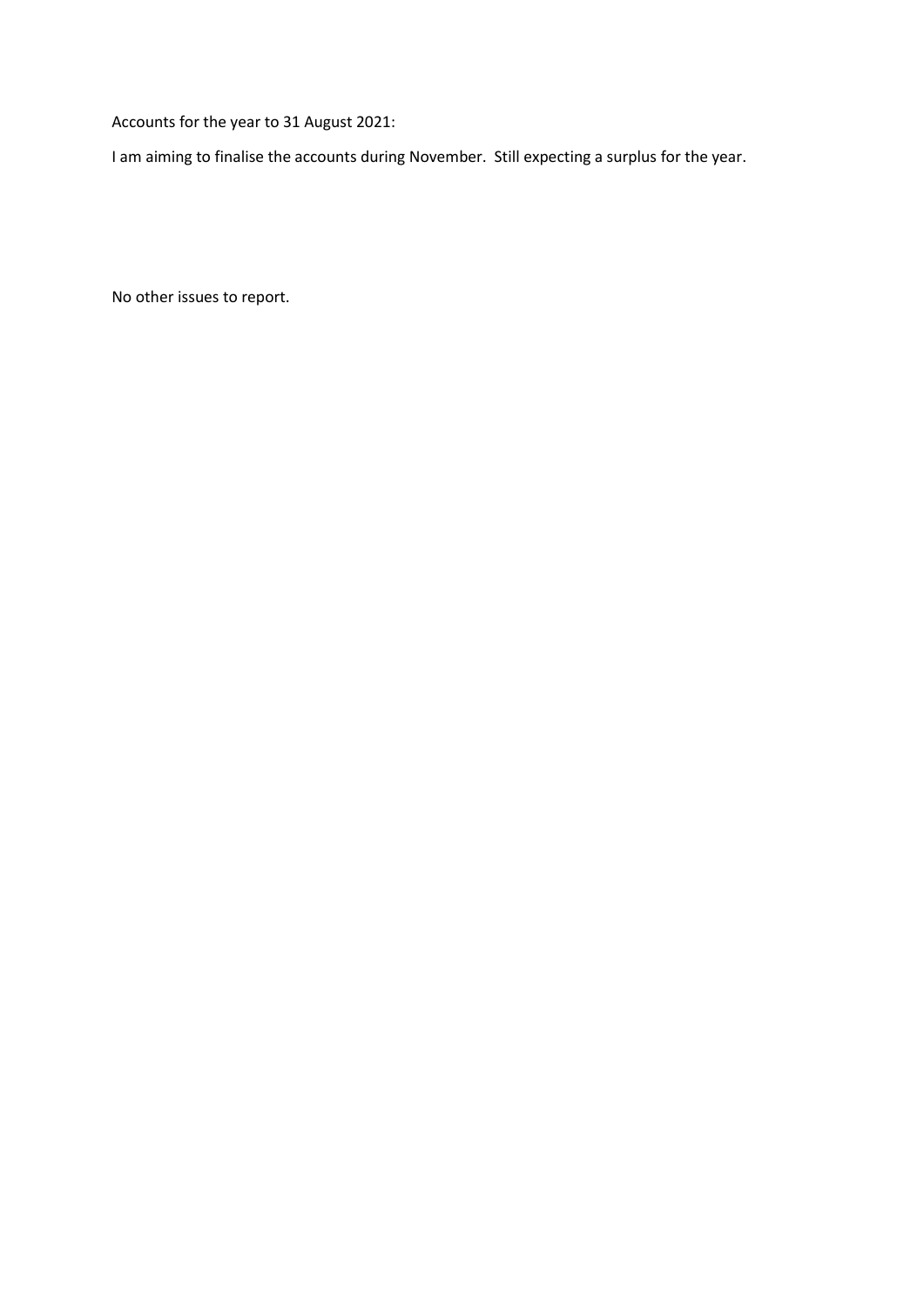Accounts for the year to 31 August 2021:

I am aiming to finalise the accounts during November. Still expecting a surplus for the year.

No other issues to report.